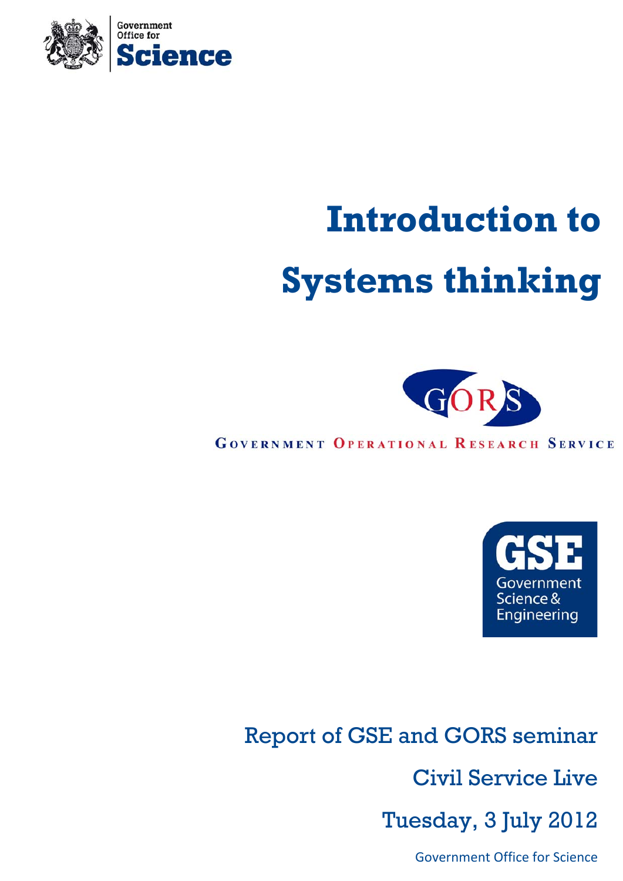Government Office for Science

# Introduction to Systems thinking

GORS

GOVERNMENT OPERATIONAL RESEARCH SERVICE

GSE Government Science & Engineering

Report of GSE and GORS seminar

Civil Service Live

Tuesday, 3 July 2012

Government Office for Science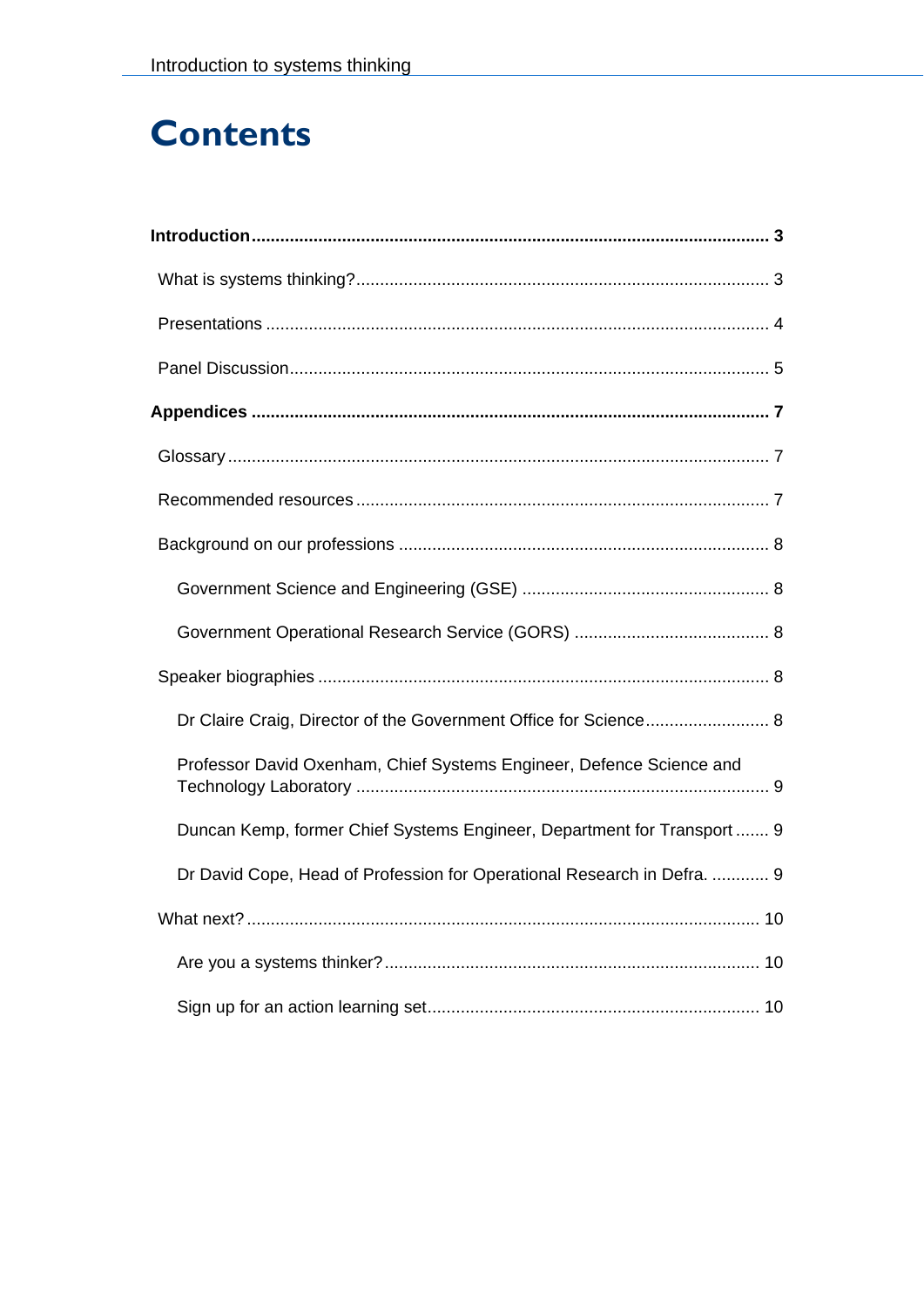# Contents

**Introduction** ............................................................................................................ **3**

What is systems thinking? ..................................................................................... 3

Presentations ......................................................................................................... 4

Panel Discussion .................................................................................................... 5

**Appendices** ............................................................................................................ **7**

Glossary ................................................................................................................. 7

Recommended resources ...................................................................................... 7

Background on our professions ............................................................................. 8

Government Science and Engineering (GSE) .................................................... 8

Government Operational Research Service (GORS) ......................................... 8

Speaker biographies .............................................................................................. 8

Dr Claire Craig, Director of the Government Office for Science .......................... 8

Professor David Oxenham, Chief Systems Engineer, Defence Science and Technology Laboratory ...................................................................................... 9

Duncan Kemp, former Chief Systems Engineer, Department for Transport ....... 9

Dr David Cope, Head of Profession for Operational Research in Defra. ............ 9

What next? ........................................................................................................... 10

Are you a systems thinker? .............................................................................. 10

Sign up for an action learning set ..................................................................... 10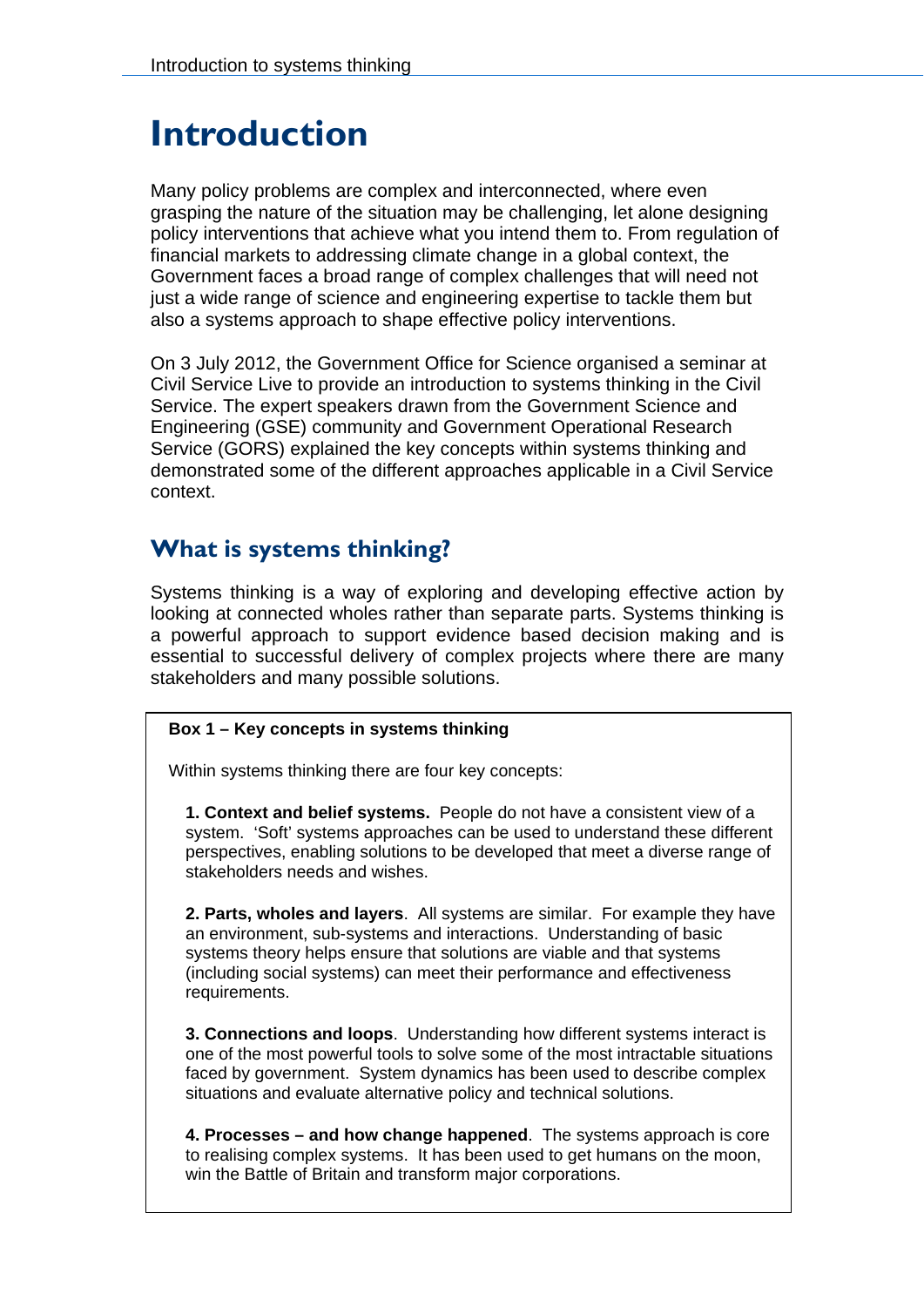# Introduction

Many policy problems are complex and interconnected, where even grasping the nature of the situation may be challenging, let alone designing policy interventions that achieve what you intend them to. From regulation of financial markets to addressing climate change in a global context, the Government faces a broad range of complex challenges that will need not just a wide range of science and engineering expertise to tackle them but also a systems approach to shape effective policy interventions.

On 3 July 2012, the Government Office for Science organised a seminar at Civil Service Live to provide an introduction to systems thinking in the Civil Service. The expert speakers drawn from the Government Science and Engineering (GSE) community and Government Operational Research Service (GORS) explained the key concepts within systems thinking and demonstrated some of the different approaches applicable in a Civil Service context.

## What is systems thinking?

Systems thinking is a way of exploring and developing effective action by looking at connected wholes rather than separate parts. Systems thinking is a powerful approach to support evidence based decision making and is essential to successful delivery of complex projects where there are many stakeholders and many possible solutions.

**Box 1 – Key concepts in systems thinking**

Within systems thinking there are four key concepts:

**1. Context and belief systems.** People do not have a consistent view of a system. 'Soft' systems approaches can be used to understand these different perspectives, enabling solutions to be developed that meet a diverse range of stakeholders needs and wishes.

**2. Parts, wholes and layers**. All systems are similar. For example they have an environment, sub-systems and interactions. Understanding of basic systems theory helps ensure that solutions are viable and that systems (including social systems) can meet their performance and effectiveness requirements.

**3. Connections and loops**. Understanding how different systems interact is one of the most powerful tools to solve some of the most intractable situations faced by government. System dynamics has been used to describe complex situations and evaluate alternative policy and technical solutions.

**4. Processes – and how change happened**. The systems approach is core to realising complex systems. It has been used to get humans on the moon, win the Battle of Britain and transform major corporations.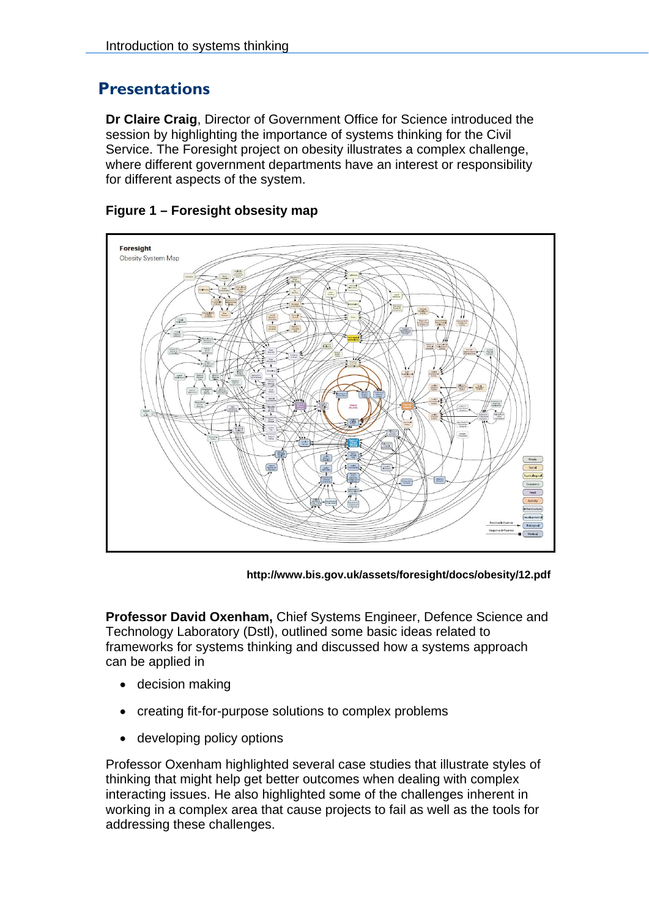## Presentations

**Dr Claire Craig**, Director of Government Office for Science introduced the session by highlighting the importance of systems thinking for the Civil Service. The Foresight project on obesity illustrates a complex challenge, where different government departments have an interest or responsibility for different aspects of the system.

**Figure 1 – Foresight obesity map**

**http://www.bis.gov.uk/assets/foresight/docs/obesity/12.pdf**

**Professor David Oxenham,** Chief Systems Engineer, Defence Science and Technology Laboratory (Dstl), outlined some basic ideas related to frameworks for systems thinking and discussed how a systems approach can be applied in

- decision making
- creating fit-for-purpose solutions to complex problems
- developing policy options

Professor Oxenham highlighted several case studies that illustrate styles of thinking that might help get better outcomes when dealing with complex interacting issues. He also highlighted some of the challenges inherent in working in a complex area that cause projects to fail as well as the tools for addressing these challenges.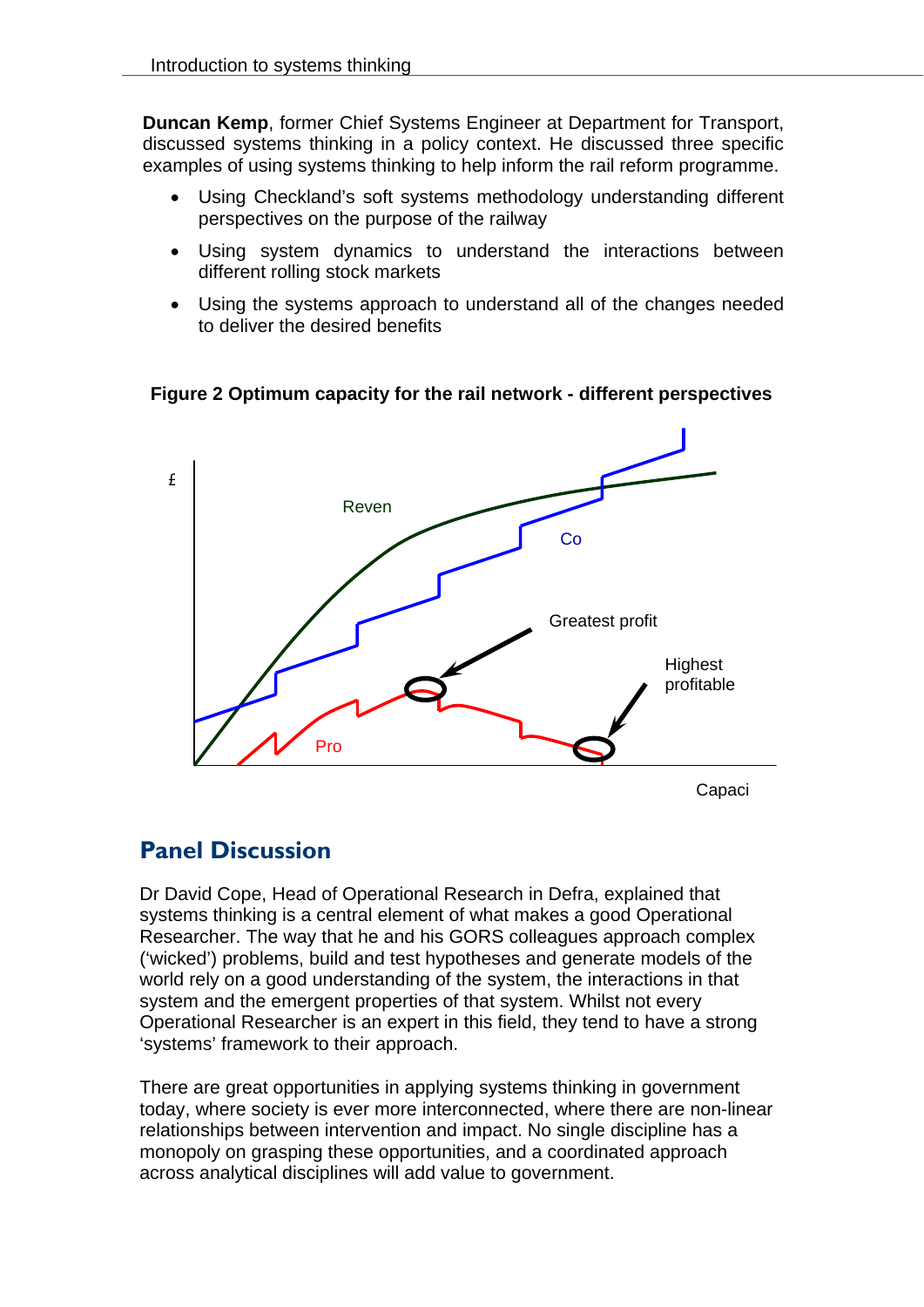**Duncan Kemp**, former Chief Systems Engineer at Department for Transport, discussed systems thinking in a policy context. He discussed three specific examples of using systems thinking to help inform the rail reform programme.

- Using Checkland's soft systems methodology understanding different perspectives on the purpose of the railway
- Using system dynamics to understand the interactions between different rolling stock markets
- Using the systems approach to understand all of the changes needed to deliver the desired benefits

**Figure 2 Optimum capacity for the rail network - different perspectives**

£

Reven

Co

Greatest profit

Highest profitable

Pro

Capaci

## Panel Discussion

Dr David Cope, Head of Operational Research in Defra, explained that systems thinking is a central element of what makes a good Operational Researcher. The way that he and his GORS colleagues approach complex ('wicked') problems, build and test hypotheses and generate models of the world rely on a good understanding of the system, the interactions in that system and the emergent properties of that system. Whilst not every Operational Researcher is an expert in this field, they tend to have a strong 'systems' framework to their approach.

There are great opportunities in applying systems thinking in government today, where society is ever more interconnected, where there are non-linear relationships between intervention and impact. No single discipline has a monopoly on grasping these opportunities, and a coordinated approach across analytical disciplines will add value to government.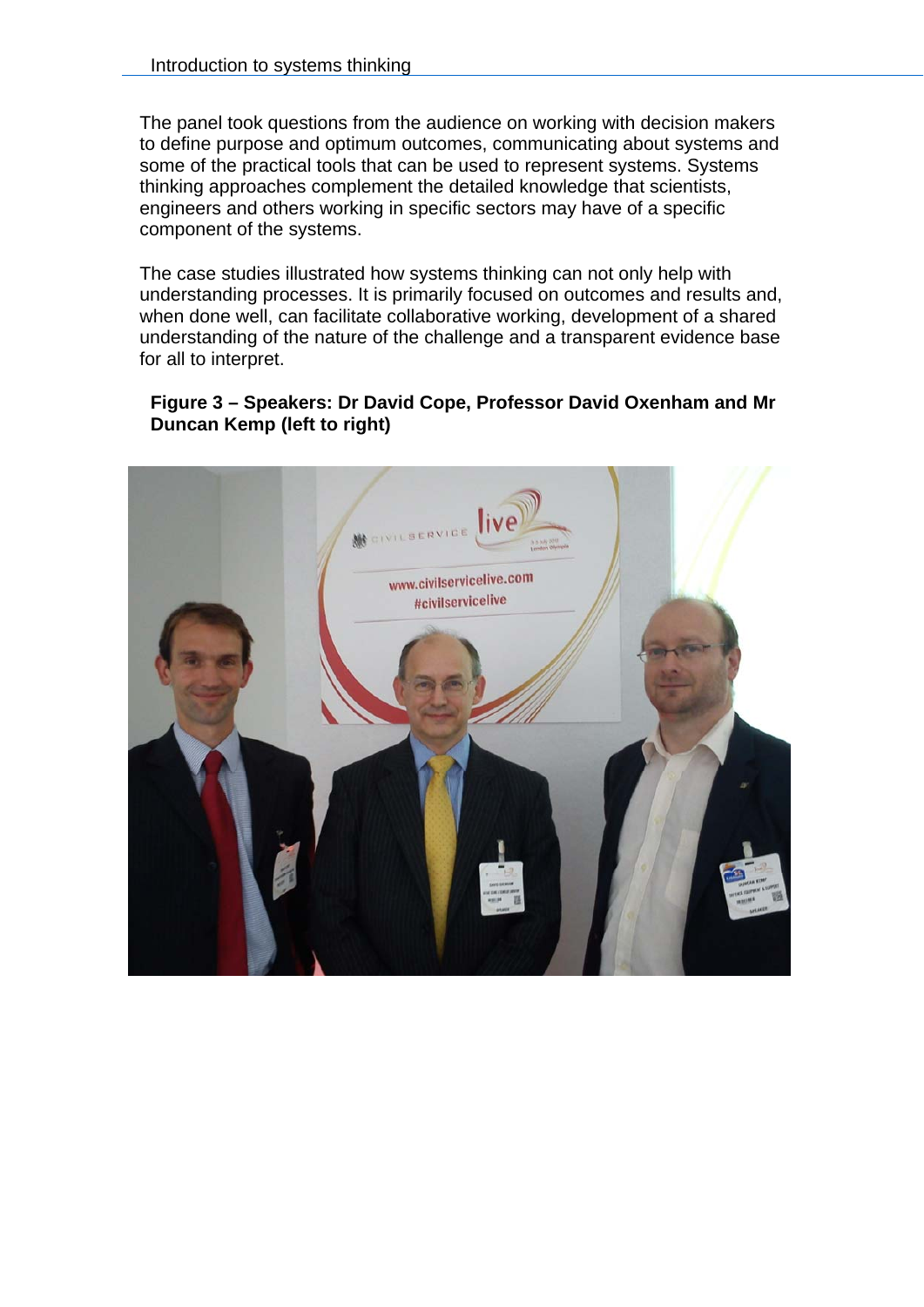The panel took questions from the audience on working with decision makers to define purpose and optimum outcomes, communicating about systems and some of the practical tools that can be used to represent systems. Systems thinking approaches complement the detailed knowledge that scientists, engineers and others working in specific sectors may have of a specific component of the systems.

The case studies illustrated how systems thinking can not only help with understanding processes. It is primarily focused on outcomes and results and, when done well, can facilitate collaborative working, development of a shared understanding of the nature of the challenge and a transparent evidence base for all to interpret.

**Figure 3 – Speakers: Dr David Cope, Professor David Oxenham and Mr Duncan Kemp (left to right)**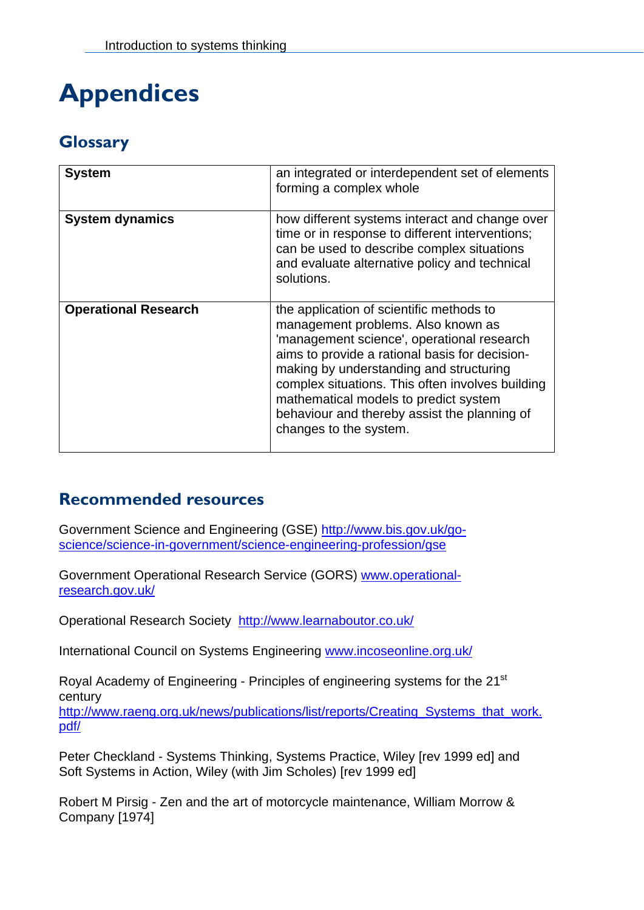# Appendices

## Glossary

| | |
|---|---|
| **System** | an integrated or interdependent set of elements forming a complex whole |
| **System dynamics** | how different systems interact and change over time or in response to different interventions; can be used to describe complex situations and evaluate alternative policy and technical solutions. |
| **Operational Research** | the application of scientific methods to management problems. Also known as 'management science', operational research aims to provide a rational basis for decision-making by understanding and structuring complex situations. This often involves building mathematical models to predict system behaviour and thereby assist the planning of changes to the system. |

## Recommended resources

Government Science and Engineering (GSE) http://www.bis.gov.uk/go-science/science-in-government/science-engineering-profession/gse

Government Operational Research Service (GORS) www.operational-research.gov.uk/

Operational Research Society http://www.learnaboutor.co.uk/

International Council on Systems Engineering www.incoseonline.org.uk/

Royal Academy of Engineering - Principles of engineering systems for the 21st century
http://www.raeng.org.uk/news/publications/list/reports/Creating_Systems_that_work.pdf/

Peter Checkland - Systems Thinking, Systems Practice, Wiley [rev 1999 ed] and Soft Systems in Action, Wiley (with Jim Scholes) [rev 1999 ed]

Robert M Pirsig - Zen and the art of motorcycle maintenance, William Morrow & Company [1974]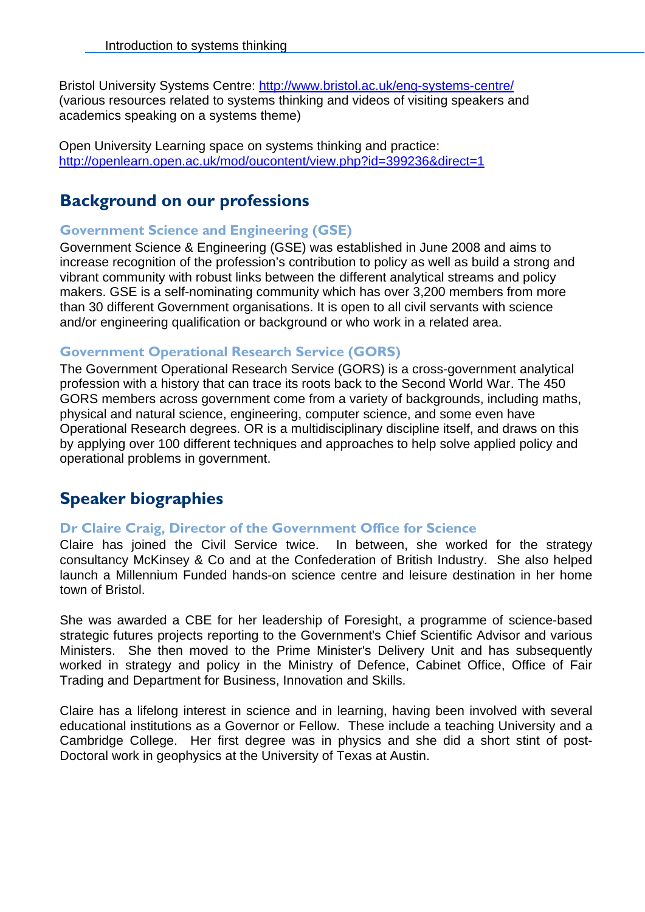Bristol University Systems Centre: [http://www.bristol.ac.uk/eng-systems-centre/](http://www.bristol.ac.uk/eng-systems-centre/)
(various resources related to systems thinking and videos of visiting speakers and academics speaking on a systems theme)

Open University Learning space on systems thinking and practice:
[http://openlearn.open.ac.uk/mod/oucontent/view.php?id=399236&direct=1](http://openlearn.open.ac.uk/mod/oucontent/view.php?id=399236&direct=1)

## Background on our professions

### Government Science and Engineering (GSE)

Government Science & Engineering (GSE) was established in June 2008 and aims to increase recognition of the profession's contribution to policy as well as build a strong and vibrant community with robust links between the different analytical streams and policy makers. GSE is a self-nominating community which has over 3,200 members from more than 30 different Government organisations. It is open to all civil servants with science and/or engineering qualification or background or who work in a related area.

### Government Operational Research Service (GORS)

The Government Operational Research Service (GORS) is a cross-government analytical profession with a history that can trace its roots back to the Second World War. The 450 GORS members across government come from a variety of backgrounds, including maths, physical and natural science, engineering, computer science, and some even have Operational Research degrees. OR is a multidisciplinary discipline itself, and draws on this by applying over 100 different techniques and approaches to help solve applied policy and operational problems in government.

## Speaker biographies

### Dr Claire Craig, Director of the Government Office for Science

Claire has joined the Civil Service twice. In between, she worked for the strategy consultancy McKinsey & Co and at the Confederation of British Industry. She also helped launch a Millennium Funded hands-on science centre and leisure destination in her home town of Bristol.

She was awarded a CBE for her leadership of Foresight, a programme of science-based strategic futures projects reporting to the Government's Chief Scientific Advisor and various Ministers. She then moved to the Prime Minister's Delivery Unit and has subsequently worked in strategy and policy in the Ministry of Defence, Cabinet Office, Office of Fair Trading and Department for Business, Innovation and Skills.

Claire has a lifelong interest in science and in learning, having been involved with several educational institutions as a Governor or Fellow. These include a teaching University and a Cambridge College. Her first degree was in physics and she did a short stint of post-Doctoral work in geophysics at the University of Texas at Austin.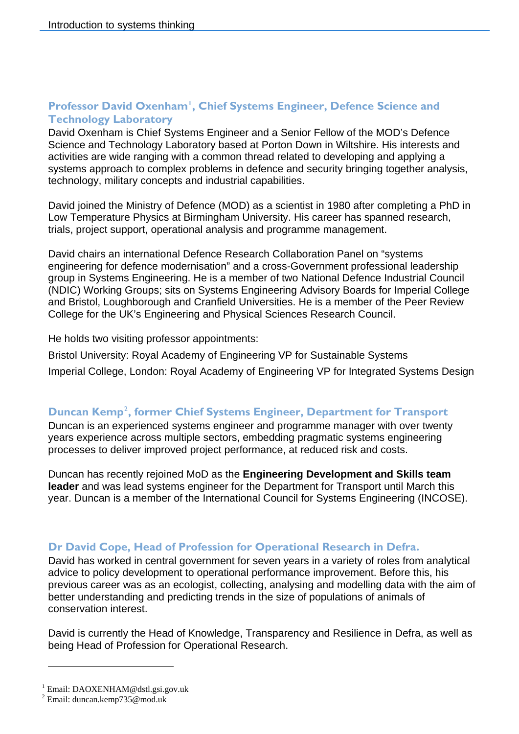## Professor David Oxenham[1], Chief Systems Engineer, Defence Science and Technology Laboratory

David Oxenham is Chief Systems Engineer and a Senior Fellow of the MOD's Defence Science and Technology Laboratory based at Porton Down in Wiltshire. His interests and activities are wide ranging with a common thread related to developing and applying a systems approach to complex problems in defence and security bringing together analysis, technology, military concepts and industrial capabilities.

David joined the Ministry of Defence (MOD) as a scientist in 1980 after completing a PhD in Low Temperature Physics at Birmingham University. His career has spanned research, trials, project support, operational analysis and programme management.

David chairs an international Defence Research Collaboration Panel on "systems engineering for defence modernisation" and a cross-Government professional leadership group in Systems Engineering. He is a member of two National Defence Industrial Council (NDIC) Working Groups; sits on Systems Engineering Advisory Boards for Imperial College and Bristol, Loughborough and Cranfield Universities. He is a member of the Peer Review College for the UK's Engineering and Physical Sciences Research Council.

He holds two visiting professor appointments:

Bristol University: Royal Academy of Engineering VP for Sustainable Systems

Imperial College, London: Royal Academy of Engineering VP for Integrated Systems Design

## Duncan Kemp[2], former Chief Systems Engineer, Department for Transport

Duncan is an experienced systems engineer and programme manager with over twenty years experience across multiple sectors, embedding pragmatic systems engineering processes to deliver improved project performance, at reduced risk and costs.

Duncan has recently rejoined MoD as the **Engineering Development and Skills team leader** and was lead systems engineer for the Department for Transport until March this year. Duncan is a member of the International Council for Systems Engineering (INCOSE).

## Dr David Cope, Head of Profession for Operational Research in Defra.

David has worked in central government for seven years in a variety of roles from analytical advice to policy development to operational performance improvement. Before this, his previous career was as an ecologist, collecting, analysing and modelling data with the aim of better understanding and predicting trends in the size of populations of animals of conservation interest.

David is currently the Head of Knowledge, Transparency and Resilience in Defra, as well as being Head of Profession for Operational Research.

---

[1] Email: DAOXENHAM@dstl.gsi.gov.uk

[2] Email: duncan.kemp735@mod.uk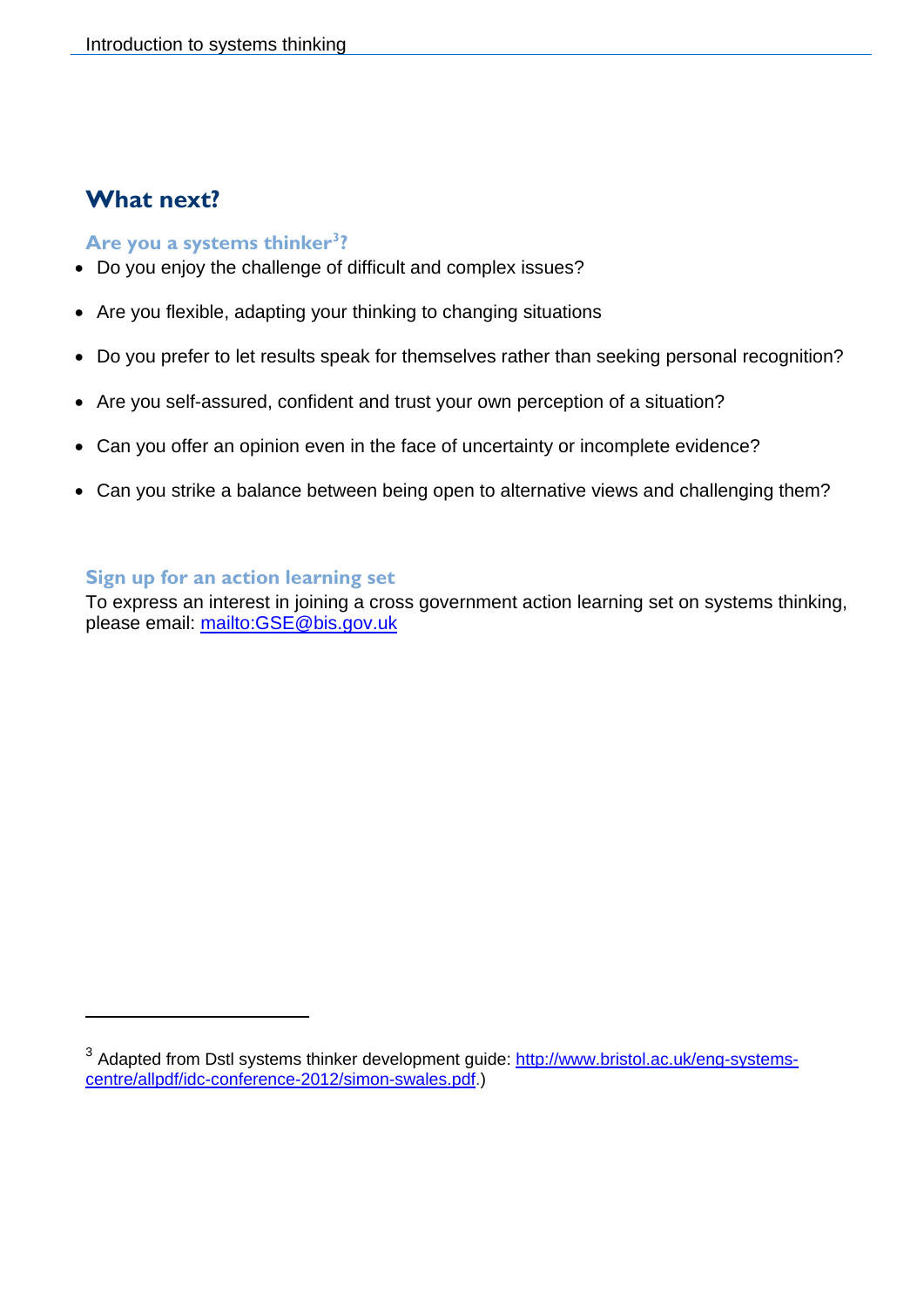## What next?

### Are you a systems thinker[3]?

- Do you enjoy the challenge of difficult and complex issues?
- Are you flexible, adapting your thinking to changing situations
- Do you prefer to let results speak for themselves rather than seeking personal recognition?
- Are you self-assured, confident and trust your own perception of a situation?
- Can you offer an opinion even in the face of uncertainty or incomplete evidence?
- Can you strike a balance between being open to alternative views and challenging them?

### Sign up for an action learning set

To express an interest in joining a cross government action learning set on systems thinking, please email: mailto:GSE@bis.gov.uk

---

[3] Adapted from Dstl systems thinker development guide: http://www.bristol.ac.uk/eng-systems-centre/allpdf/idc-conference-2012/simon-swales.pdf.)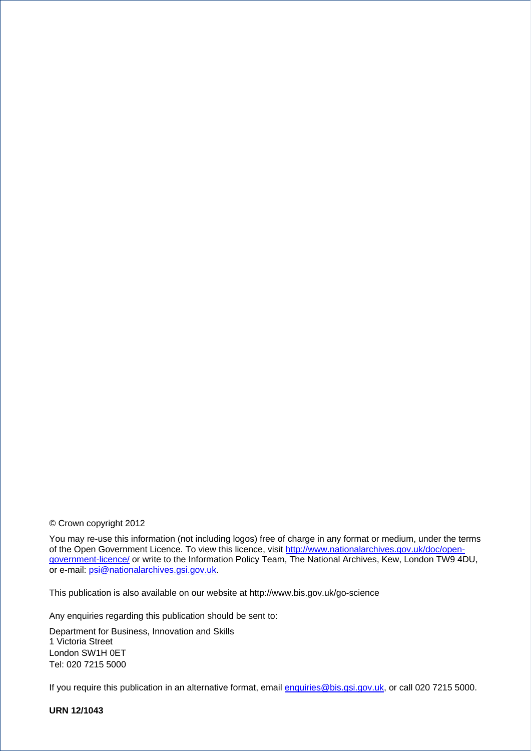© Crown copyright 2012

You may re-use this information (not including logos) free of charge in any format or medium, under the terms of the Open Government Licence. To view this licence, visit http://www.nationalarchives.gov.uk/doc/open-government-licence/ or write to the Information Policy Team, The National Archives, Kew, London TW9 4DU, or e-mail: psi@nationalarchives.gsi.gov.uk.

This publication is also available on our website at http://www.bis.gov.uk/go-science

Any enquiries regarding this publication should be sent to:

Department for Business, Innovation and Skills
1 Victoria Street
London SW1H 0ET
Tel: 020 7215 5000

If you require this publication in an alternative format, email enquiries@bis.gsi.gov.uk, or call 020 7215 5000.

**URN 12/1043**